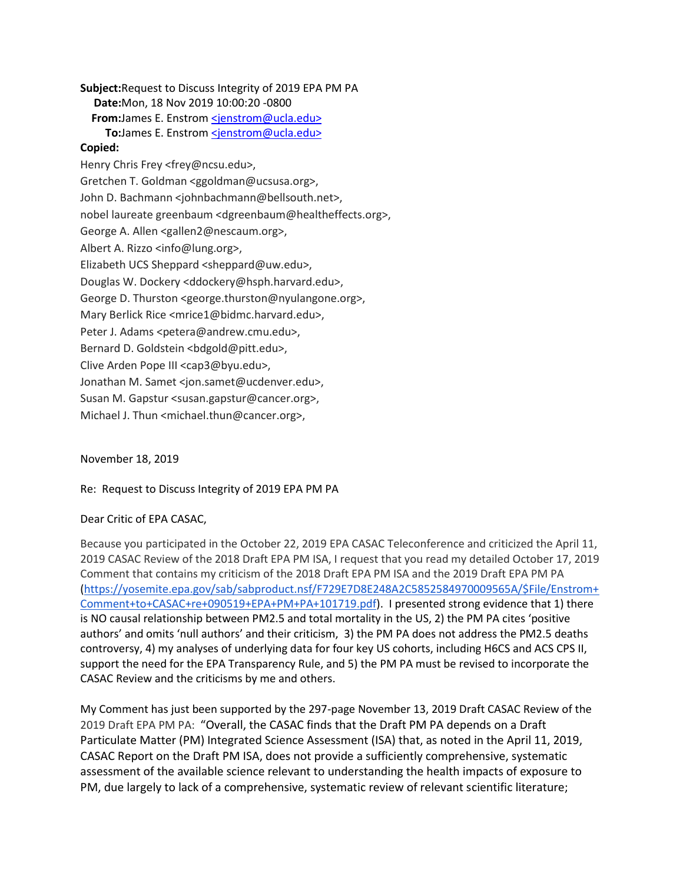**Subject:** Request to Discuss Integrity of 2019 EPA PM PA
**Date:** Mon, 18 Nov 2019 10:00:20 -0800
**From:** James E. Enstrom <jenstrom@ucla.edu>
**To:** James E. Enstrom <jenstrom@ucla.edu>

**Copied:**

Henry Chris Frey <frey@ncsu.edu>,
Gretchen T. Goldman <ggoldman@ucsusa.org>,
John D. Bachmann <johnbachmann@bellsouth.net>,
nobel laureate greenbaum <dgreenbaum@healtheffects.org>,
George A. Allen <gallen2@nescaum.org>,
Albert A. Rizzo <info@lung.org>,
Elizabeth UCS Sheppard <sheppard@uw.edu>,
Douglas W. Dockery <ddockery@hsph.harvard.edu>,
George D. Thurston <george.thurston@nyulangone.org>,
Mary Berlick Rice <mrice1@bidmc.harvard.edu>,
Peter J. Adams <petera@andrew.cmu.edu>,
Bernard D. Goldstein <bdgold@pitt.edu>,
Clive Arden Pope III <cap3@byu.edu>,
Jonathan M. Samet <jon.samet@ucdenver.edu>,
Susan M. Gapstur <susan.gapstur@cancer.org>,
Michael J. Thun <michael.thun@cancer.org>,

November 18, 2019

Re: Request to Discuss Integrity of 2019 EPA PM PA

Dear Critic of EPA CASAC,

Because you participated in the October 22, 2019 EPA CASAC Teleconference and criticized the April 11, 2019 CASAC Review of the 2018 Draft EPA PM ISA, I request that you read my detailed October 17, 2019 Comment that contains my criticism of the 2018 Draft EPA PM ISA and the 2019 Draft EPA PM PA (https://yosemite.epa.gov/sab/sabproduct.nsf/F729E7D8E248A2C5852584970009565A/$File/Enstrom+Comment+to+CASAC+re+090519+EPA+PM+PA+101719.pdf). I presented strong evidence that 1) there is NO causal relationship between PM2.5 and total mortality in the US, 2) the PM PA cites 'positive authors' and omits 'null authors' and their criticism, 3) the PM PA does not address the PM2.5 deaths controversy, 4) my analyses of underlying data for four key US cohorts, including H6CS and ACS CPS II, support the need for the EPA Transparency Rule, and 5) the PM PA must be revised to incorporate the CASAC Review and the criticisms by me and others.

My Comment has just been supported by the 297-page November 13, 2019 Draft CASAC Review of the 2019 Draft EPA PM PA: "Overall, the CASAC finds that the Draft PM PA depends on a Draft Particulate Matter (PM) Integrated Science Assessment (ISA) that, as noted in the April 11, 2019, CASAC Report on the Draft PM ISA, does not provide a sufficiently comprehensive, systematic assessment of the available science relevant to understanding the health impacts of exposure to PM, due largely to lack of a comprehensive, systematic review of relevant scientific literature;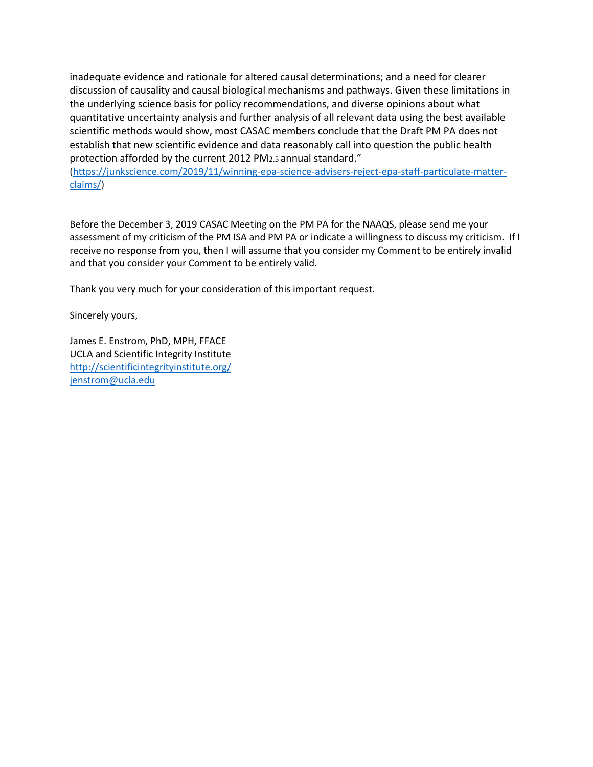inadequate evidence and rationale for altered causal determinations; and a need for clearer discussion of causality and causal biological mechanisms and pathways. Given these limitations in the underlying science basis for policy recommendations, and diverse opinions about what quantitative uncertainty analysis and further analysis of all relevant data using the best available scientific methods would show, most CASAC members conclude that the Draft PM PA does not establish that new scientific evidence and data reasonably call into question the public health protection afforded by the current 2012 $PM_{2.5}$ annual standard."
(https://junkscience.com/2019/11/winning-epa-science-advisers-reject-epa-staff-particulate-matter-claims/)

Before the December 3, 2019 CASAC Meeting on the PM PA for the NAAQS, please send me your assessment of my criticism of the PM ISA and PM PA or indicate a willingness to discuss my criticism. If I receive no response from you, then I will assume that you consider my Comment to be entirely invalid and that you consider your Comment to be entirely valid.

Thank you very much for your consideration of this important request.

Sincerely yours,

James E. Enstrom, PhD, MPH, FFACE
UCLA and Scientific Integrity Institute
http://scientificintegrityinstitute.org/
jenstrom@ucla.edu